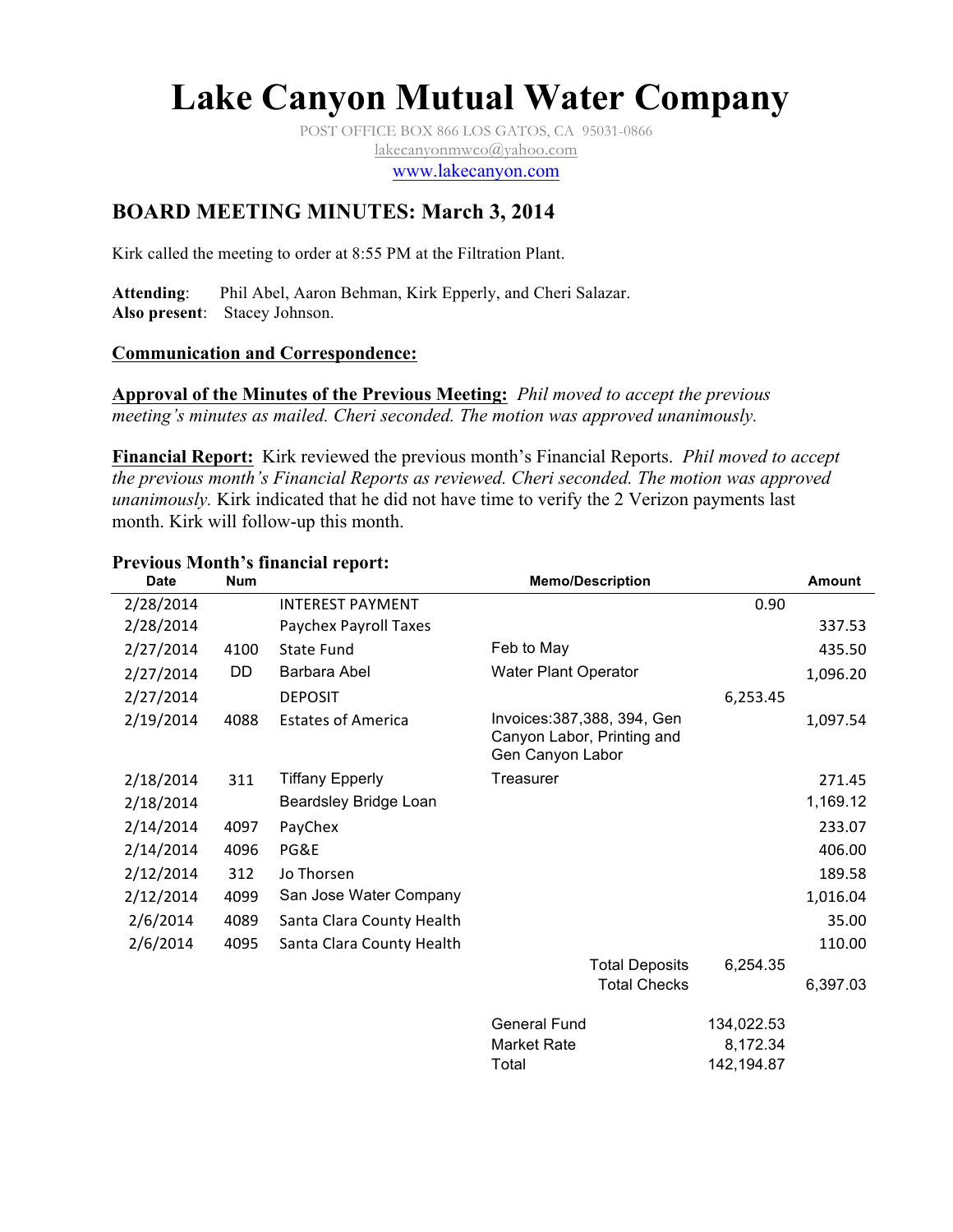# Lake Canyon Mutual Water Company

POST OFFICE BOX 866 LOS GATOS, CA 95031-0866
lakecanyonmwco@yahoo.com
www.lakecanyon.com

## BOARD MEETING MINUTES: March 3, 2014

Kirk called the meeting to order at 8:55 PM at the Filtration Plant.

**Attending**: Phil Abel, Aaron Behman, Kirk Epperly, and Cheri Salazar.
**Also present**: Stacey Johnson.

**Communication and Correspondence:**

**Approval of the Minutes of the Previous Meeting:** *Phil moved to accept the previous meeting's minutes as mailed. Cheri seconded. The motion was approved unanimously.*

**Financial Report:** Kirk reviewed the previous month's Financial Reports. *Phil moved to accept the previous month's Financial Reports as reviewed. Cheri seconded. The motion was approved unanimously.* Kirk indicated that he did not have time to verify the 2 Verizon payments last month. Kirk will follow-up this month.

**Previous Month's financial report:**

| Date | Num | | Memo/Description | | Amount |
|---|---|---|---|---|---|
| 2/28/2014 | | INTEREST PAYMENT | | 0.90 | |
| 2/28/2014 | | Paychex Payroll Taxes | | | 337.53 |
| 2/27/2014 | 4100 | State Fund | Feb to May | | 435.50 |
| 2/27/2014 | DD | Barbara Abel | Water Plant Operator | | 1,096.20 |
| 2/27/2014 | | DEPOSIT | | 6,253.45 | |
| 2/19/2014 | 4088 | Estates of America | Invoices:387,388, 394, Gen Canyon Labor, Printing and Gen Canyon Labor | | 1,097.54 |
| 2/18/2014 | 311 | Tiffany Epperly | Treasurer | | 271.45 |
| 2/18/2014 | | Beardsley Bridge Loan | | | 1,169.12 |
| 2/14/2014 | 4097 | PayChex | | | 233.07 |
| 2/14/2014 | 4096 | PG&E | | | 406.00 |
| 2/12/2014 | 312 | Jo Thorsen | | | 189.58 |
| 2/12/2014 | 4099 | San Jose Water Company | | | 1,016.04 |
| 2/6/2014 | 4089 | Santa Clara County Health | | | 35.00 |
| 2/6/2014 | 4095 | Santa Clara County Health | | | 110.00 |
| | | | Total Deposits | 6,254.35 | |
| | | | Total Checks | | 6,397.03 |
| | | | | | |
| | | | General Fund | 134,022.53 | |
| | | | Market Rate | 8,172.34 | |
| | | | Total | 142,194.87 | |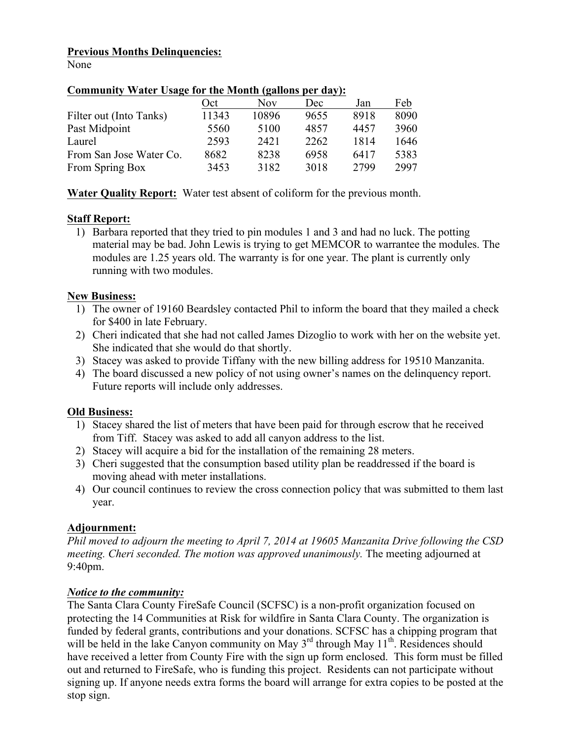**Previous Months Delinquencies:**
None

**Community Water Usage for the Month (gallons per day):**

| | Oct | Nov | Dec | Jan | Feb |
|---|---|---|---|---|---|
| Filter out (Into Tanks) | 11343 | 10896 | 9655 | 8918 | 8090 |
| Past Midpoint | 5560 | 5100 | 4857 | 4457 | 3960 |
| Laurel | 2593 | 2421 | 2262 | 1814 | 1646 |
| From San Jose Water Co. | 8682 | 8238 | 6958 | 6417 | 5383 |
| From Spring Box | 3453 | 3182 | 3018 | 2799 | 2997 |

**Water Quality Report:** Water test absent of coliform for the previous month.

**Staff Report:**

1) Barbara reported that they tried to pin modules 1 and 3 and had no luck. The potting material may be bad. John Lewis is trying to get MEMCOR to warrantee the modules. The modules are 1.25 years old. The warranty is for one year. The plant is currently only running with two modules.

**New Business:**

1) The owner of 19160 Beardsley contacted Phil to inform the board that they mailed a check for $400 in late February.
2) Cheri indicated that she had not called James Dizoglio to work with her on the website yet. She indicated that she would do that shortly.
3) Stacey was asked to provide Tiffany with the new billing address for 19510 Manzanita.
4) The board discussed a new policy of not using owner's names on the delinquency report. Future reports will include only addresses.

**Old Business:**

1) Stacey shared the list of meters that have been paid for through escrow that he received from Tiff. Stacey was asked to add all canyon address to the list.
2) Stacey will acquire a bid for the installation of the remaining 28 meters.
3) Cheri suggested that the consumption based utility plan be readdressed if the board is moving ahead with meter installations.
4) Our council continues to review the cross connection policy that was submitted to them last year.

**Adjournment:**
*Phil moved to adjourn the meeting to April 7, 2014 at 19605 Manzanita Drive following the CSD meeting. Cheri seconded. The motion was approved unanimously.* The meeting adjourned at 9:40pm.

***Notice to the community:***
The Santa Clara County FireSafe Council (SCFSC) is a non-profit organization focused on protecting the 14 Communities at Risk for wildfire in Santa Clara County. The organization is funded by federal grants, contributions and your donations. SCFSC has a chipping program that will be held in the lake Canyon community on May 3rd through May 11th. Residences should have received a letter from County Fire with the sign up form enclosed. This form must be filled out and returned to FireSafe, who is funding this project. Residents can not participate without signing up. If anyone needs extra forms the board will arrange for extra copies to be posted at the stop sign.